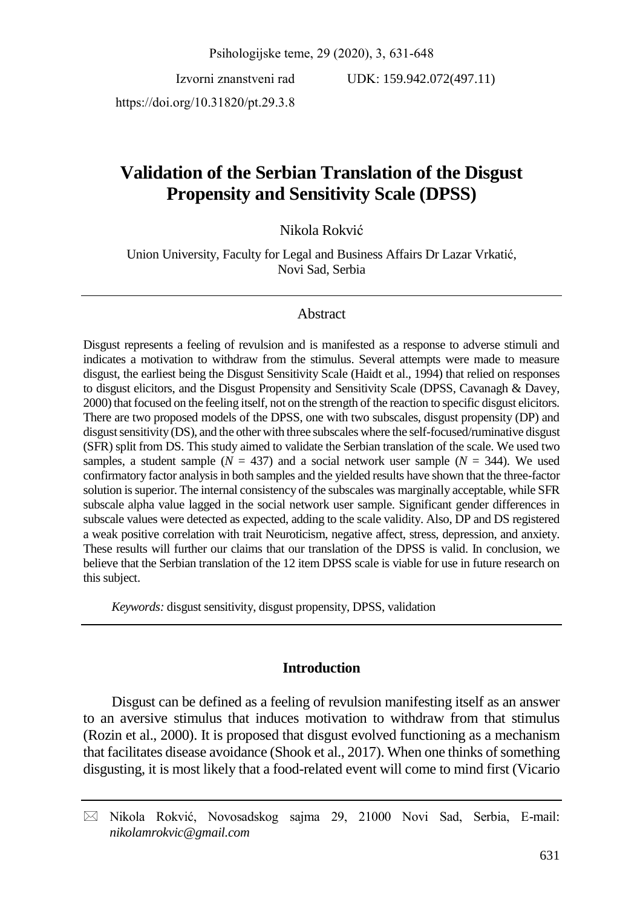Izvorni znanstveni rad UDK: 159.942.072(497.11)

https://doi.org/10.31820/pt.29.3.8

# Validation of the Serbian Translation of the Disgust Propensity and Sensitivity Scale (DPSS)

Nikola Rokvić

Union University, Faculty for Legal and Business Affairs Dr Lazar Vrkatić, Novi Sad, Serbia

## Abstract

Disgust represents a feeling of revulsion and is manifested as a response to adverse stimuli and indicates a motivation to withdraw from the stimulus. Several attempts were made to measure disgust, the earliest being the Disgust Sensitivity Scale (Haidt et al., 1994) that relied on responses to disgust elicitors, and the Disgust Propensity and Sensitivity Scale (DPSS, Cavanagh & Davey, 2000) that focused on the feeling itself, not on the strength of the reaction to specific disgust elicitors. There are two proposed models of the DPSS, one with two subscales, disgust propensity (DP) and disgust sensitivity (DS), and the other with three subscales where the self-focused/ruminative disgust (SFR) split from DS. This study aimed to validate the Serbian translation of the scale. We used two samples, a student sample ($N$ = 437) and a social network user sample ($N$ = 344). We used confirmatory factor analysis in both samples and the yielded results have shown that the three-factor solution is superior. The internal consistency of the subscales was marginally acceptable, while SFR subscale alpha value lagged in the social network user sample. Significant gender differences in subscale values were detected as expected, adding to the scale validity. Also, DP and DS registered a weak positive correlation with trait Neuroticism, negative affect, stress, depression, and anxiety. These results will further our claims that our translation of the DPSS is valid. In conclusion, we believe that the Serbian translation of the 12 item DPSS scale is viable for use in future research on this subject.

*Keywords:* disgust sensitivity, disgust propensity, DPSS, validation

## Introduction

Disgust can be defined as a feeling of revulsion manifesting itself as an answer to an aversive stimulus that induces motivation to withdraw from that stimulus (Rozin et al., 2000). It is proposed that disgust evolved functioning as a mechanism that facilitates disease avoidance (Shook et al., 2017). When one thinks of something disgusting, it is most likely that a food-related event will come to mind first (Vicario

✉ Nikola Rokvić, Novosadskog sajma 29, 21000 Novi Sad, Serbia, E-mail: *nikolamrokvic@gmail.com*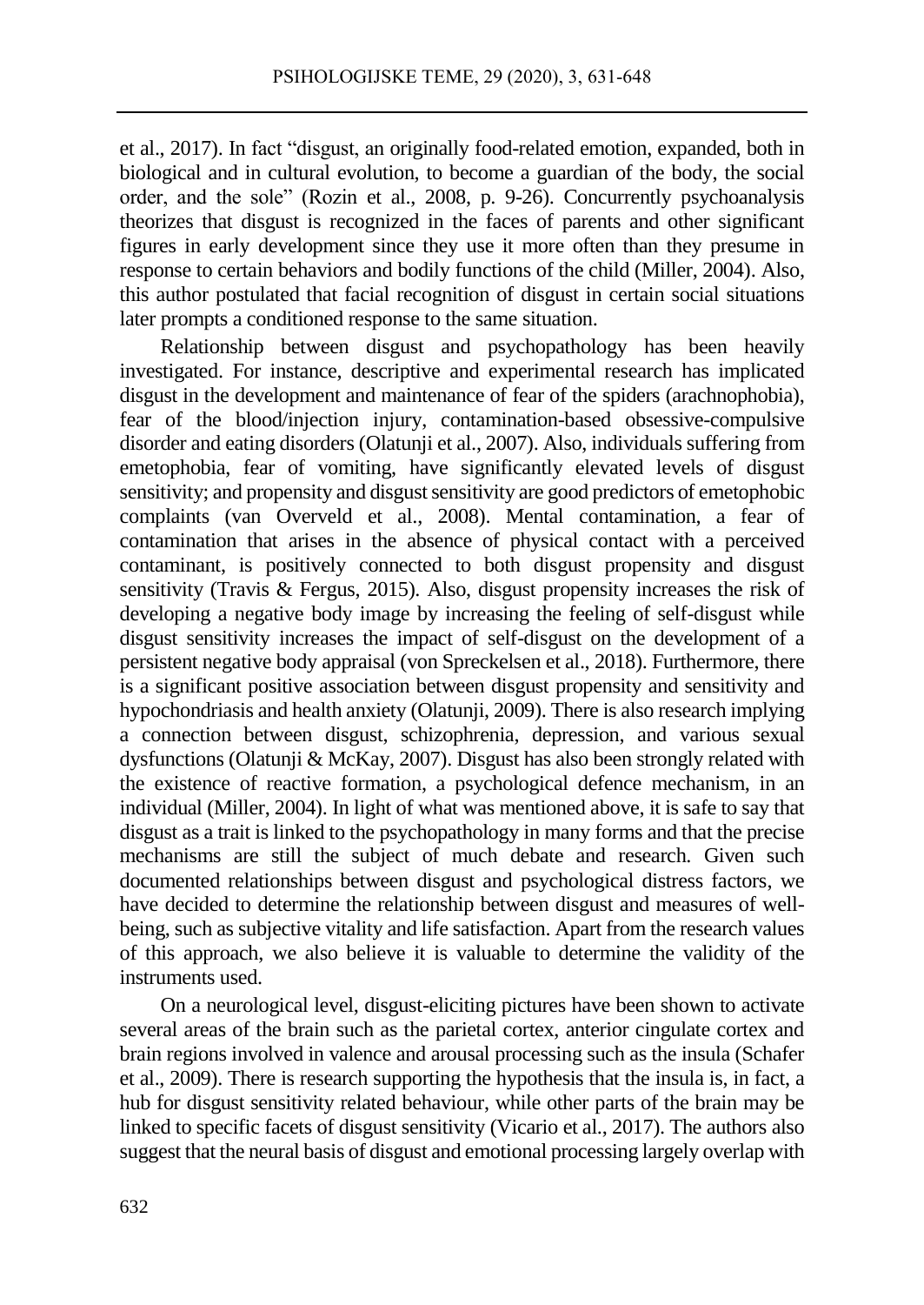et al., 2017). In fact "disgust, an originally food-related emotion, expanded, both in biological and in cultural evolution, to become a guardian of the body, the social order, and the sole" (Rozin et al., 2008, p. 9-26). Concurrently psychoanalysis theorizes that disgust is recognized in the faces of parents and other significant figures in early development since they use it more often than they presume in response to certain behaviors and bodily functions of the child (Miller, 2004). Also, this author postulated that facial recognition of disgust in certain social situations later prompts a conditioned response to the same situation.

Relationship between disgust and psychopathology has been heavily investigated. For instance, descriptive and experimental research has implicated disgust in the development and maintenance of fear of the spiders (arachnophobia), fear of the blood/injection injury, contamination-based obsessive-compulsive disorder and eating disorders (Olatunji et al., 2007). Also, individuals suffering from emetophobia, fear of vomiting, have significantly elevated levels of disgust sensitivity; and propensity and disgust sensitivity are good predictors of emetophobic complaints (van Overveld et al., 2008). Mental contamination, a fear of contamination that arises in the absence of physical contact with a perceived contaminant, is positively connected to both disgust propensity and disgust sensitivity (Travis & Fergus, 2015). Also, disgust propensity increases the risk of developing a negative body image by increasing the feeling of self-disgust while disgust sensitivity increases the impact of self-disgust on the development of a persistent negative body appraisal (von Spreckelsen et al., 2018). Furthermore, there is a significant positive association between disgust propensity and sensitivity and hypochondriasis and health anxiety (Olatunji, 2009). There is also research implying a connection between disgust, schizophrenia, depression, and various sexual dysfunctions (Olatunji & McKay, 2007). Disgust has also been strongly related with the existence of reactive formation, a psychological defence mechanism, in an individual (Miller, 2004). In light of what was mentioned above, it is safe to say that disgust as a trait is linked to the psychopathology in many forms and that the precise mechanisms are still the subject of much debate and research. Given such documented relationships between disgust and psychological distress factors, we have decided to determine the relationship between disgust and measures of well-being, such as subjective vitality and life satisfaction. Apart from the research values of this approach, we also believe it is valuable to determine the validity of the instruments used.

On a neurological level, disgust-eliciting pictures have been shown to activate several areas of the brain such as the parietal cortex, anterior cingulate cortex and brain regions involved in valence and arousal processing such as the insula (Schafer et al., 2009). There is research supporting the hypothesis that the insula is, in fact, a hub for disgust sensitivity related behaviour, while other parts of the brain may be linked to specific facets of disgust sensitivity (Vicario et al., 2017). The authors also suggest that the neural basis of disgust and emotional processing largely overlap with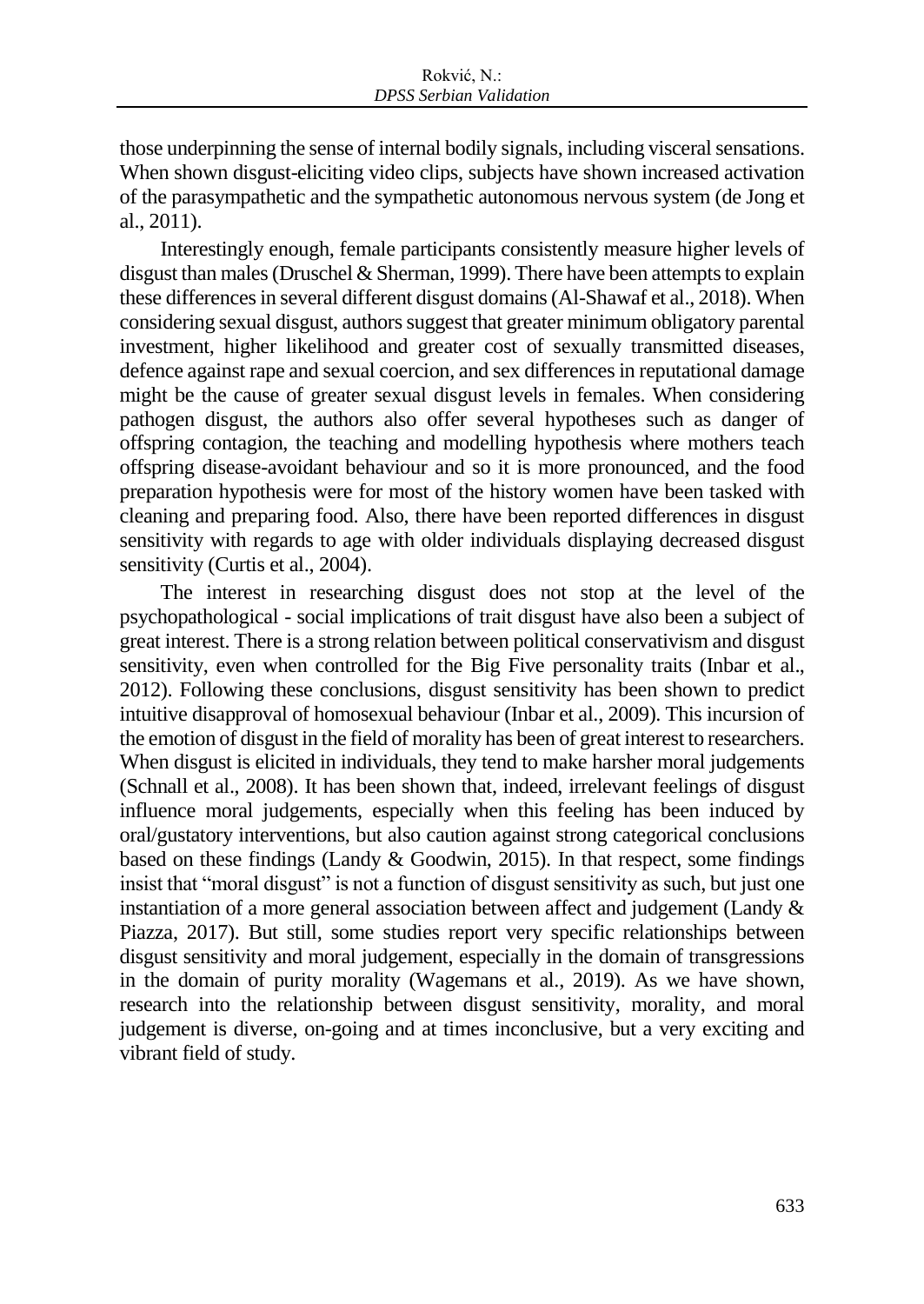those underpinning the sense of internal bodily signals, including visceral sensations. When shown disgust-eliciting video clips, subjects have shown increased activation of the parasympathetic and the sympathetic autonomous nervous system (de Jong et al., 2011).

Interestingly enough, female participants consistently measure higher levels of disgust than males (Druschel & Sherman, 1999). There have been attempts to explain these differences in several different disgust domains (Al-Shawaf et al., 2018). When considering sexual disgust, authors suggest that greater minimum obligatory parental investment, higher likelihood and greater cost of sexually transmitted diseases, defence against rape and sexual coercion, and sex differences in reputational damage might be the cause of greater sexual disgust levels in females. When considering pathogen disgust, the authors also offer several hypotheses such as danger of offspring contagion, the teaching and modelling hypothesis where mothers teach offspring disease-avoidant behaviour and so it is more pronounced, and the food preparation hypothesis were for most of the history women have been tasked with cleaning and preparing food. Also, there have been reported differences in disgust sensitivity with regards to age with older individuals displaying decreased disgust sensitivity (Curtis et al., 2004).

The interest in researching disgust does not stop at the level of the psychopathological - social implications of trait disgust have also been a subject of great interest. There is a strong relation between political conservativism and disgust sensitivity, even when controlled for the Big Five personality traits (Inbar et al., 2012). Following these conclusions, disgust sensitivity has been shown to predict intuitive disapproval of homosexual behaviour (Inbar et al., 2009). This incursion of the emotion of disgust in the field of morality has been of great interest to researchers. When disgust is elicited in individuals, they tend to make harsher moral judgements (Schnall et al., 2008). It has been shown that, indeed, irrelevant feelings of disgust influence moral judgements, especially when this feeling has been induced by oral/gustatory interventions, but also caution against strong categorical conclusions based on these findings (Landy & Goodwin, 2015). In that respect, some findings insist that "moral disgust" is not a function of disgust sensitivity as such, but just one instantiation of a more general association between affect and judgement (Landy & Piazza, 2017). But still, some studies report very specific relationships between disgust sensitivity and moral judgement, especially in the domain of transgressions in the domain of purity morality (Wagemans et al., 2019). As we have shown, research into the relationship between disgust sensitivity, morality, and moral judgement is diverse, on-going and at times inconclusive, but a very exciting and vibrant field of study.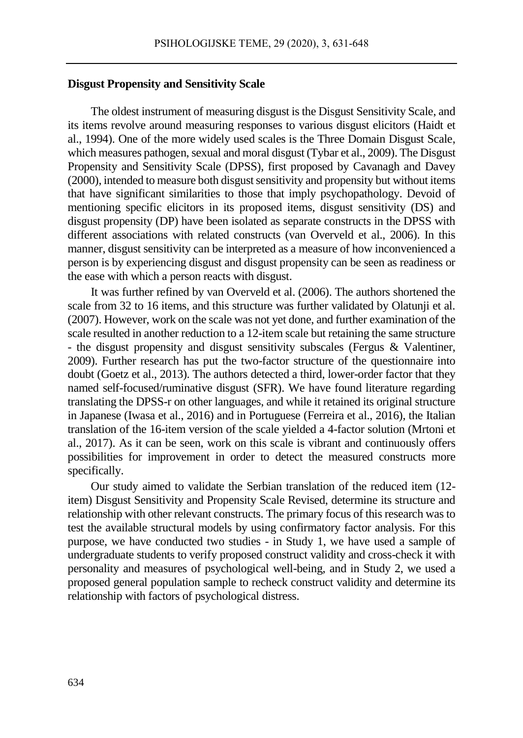**Disgust Propensity and Sensitivity Scale**

The oldest instrument of measuring disgust is the Disgust Sensitivity Scale, and its items revolve around measuring responses to various disgust elicitors (Haidt et al., 1994). One of the more widely used scales is the Three Domain Disgust Scale, which measures pathogen, sexual and moral disgust (Tybar et al., 2009). The Disgust Propensity and Sensitivity Scale (DPSS), first proposed by Cavanagh and Davey (2000), intended to measure both disgust sensitivity and propensity but without items that have significant similarities to those that imply psychopathology. Devoid of mentioning specific elicitors in its proposed items, disgust sensitivity (DS) and disgust propensity (DP) have been isolated as separate constructs in the DPSS with different associations with related constructs (van Overveld et al., 2006). In this manner, disgust sensitivity can be interpreted as a measure of how inconvenienced a person is by experiencing disgust and disgust propensity can be seen as readiness or the ease with which a person reacts with disgust.

It was further refined by van Overveld et al. (2006). The authors shortened the scale from 32 to 16 items, and this structure was further validated by Olatunji et al. (2007). However, work on the scale was not yet done, and further examination of the scale resulted in another reduction to a 12-item scale but retaining the same structure - the disgust propensity and disgust sensitivity subscales (Fergus & Valentiner, 2009). Further research has put the two-factor structure of the questionnaire into doubt (Goetz et al., 2013). The authors detected a third, lower-order factor that they named self-focused/ruminative disgust (SFR). We have found literature regarding translating the DPSS-r on other languages, and while it retained its original structure in Japanese (Iwasa et al., 2016) and in Portuguese (Ferreira et al., 2016), the Italian translation of the 16-item version of the scale yielded a 4-factor solution (Mrtoni et al., 2017). As it can be seen, work on this scale is vibrant and continuously offers possibilities for improvement in order to detect the measured constructs more specifically.

Our study aimed to validate the Serbian translation of the reduced item (12-item) Disgust Sensitivity and Propensity Scale Revised, determine its structure and relationship with other relevant constructs. The primary focus of this research was to test the available structural models by using confirmatory factor analysis. For this purpose, we have conducted two studies - in Study 1, we have used a sample of undergraduate students to verify proposed construct validity and cross-check it with personality and measures of psychological well-being, and in Study 2, we used a proposed general population sample to recheck construct validity and determine its relationship with factors of psychological distress.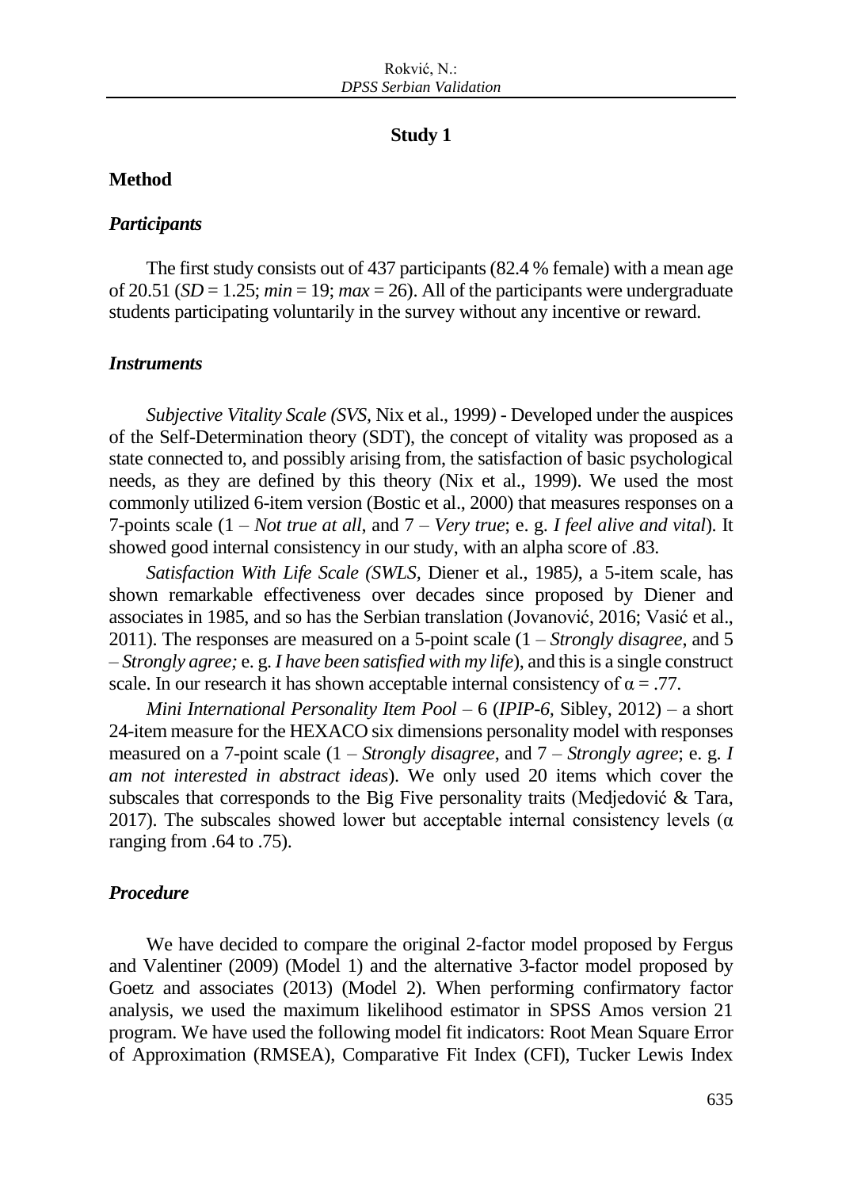## Study 1

### Method

#### *Participants*

The first study consists out of 437 participants (82.4 % female) with a mean age of 20.51 (*SD* = 1.25; *min* = 19; *max* = 26). All of the participants were undergraduate students participating voluntarily in the survey without any incentive or reward.

#### *Instruments*

*Subjective Vitality Scale (SVS*, Nix et al., 1999*)* - Developed under the auspices of the Self-Determination theory (SDT), the concept of vitality was proposed as a state connected to, and possibly arising from, the satisfaction of basic psychological needs, as they are defined by this theory (Nix et al., 1999). We used the most commonly utilized 6-item version (Bostic et al., 2000) that measures responses on a 7-points scale (1 – *Not true at all*, and 7 – *Very true*; e. g. *I feel alive and vital*). It showed good internal consistency in our study, with an alpha score of .83.

*Satisfaction With Life Scale (SWLS*, Diener et al., 1985*)*, a 5-item scale, has shown remarkable effectiveness over decades since proposed by Diener and associates in 1985, and so has the Serbian translation (Jovanović, 2016; Vasić et al., 2011). The responses are measured on a 5-point scale (1 – *Strongly disagree*, and 5 – *Strongly agree;* e. g. *I have been satisfied with my life*), and this is a single construct scale. In our research it has shown acceptable internal consistency of $\alpha = .77$.

*Mini International Personality Item Pool* – 6 (*IPIP-6*, Sibley, 2012) – a short 24-item measure for the HEXACO six dimensions personality model with responses measured on a 7-point scale (1 – *Strongly disagree*, and 7 – *Strongly agree*; e. g. *I am not interested in abstract ideas*). We only used 20 items which cover the subscales that corresponds to the Big Five personality traits (Medjedović & Tara, 2017). The subscales showed lower but acceptable internal consistency levels ($\alpha$ ranging from .64 to .75).

#### *Procedure*

We have decided to compare the original 2-factor model proposed by Fergus and Valentiner (2009) (Model 1) and the alternative 3-factor model proposed by Goetz and associates (2013) (Model 2). When performing confirmatory factor analysis, we used the maximum likelihood estimator in SPSS Amos version 21 program. We have used the following model fit indicators: Root Mean Square Error of Approximation (RMSEA), Comparative Fit Index (CFI), Tucker Lewis Index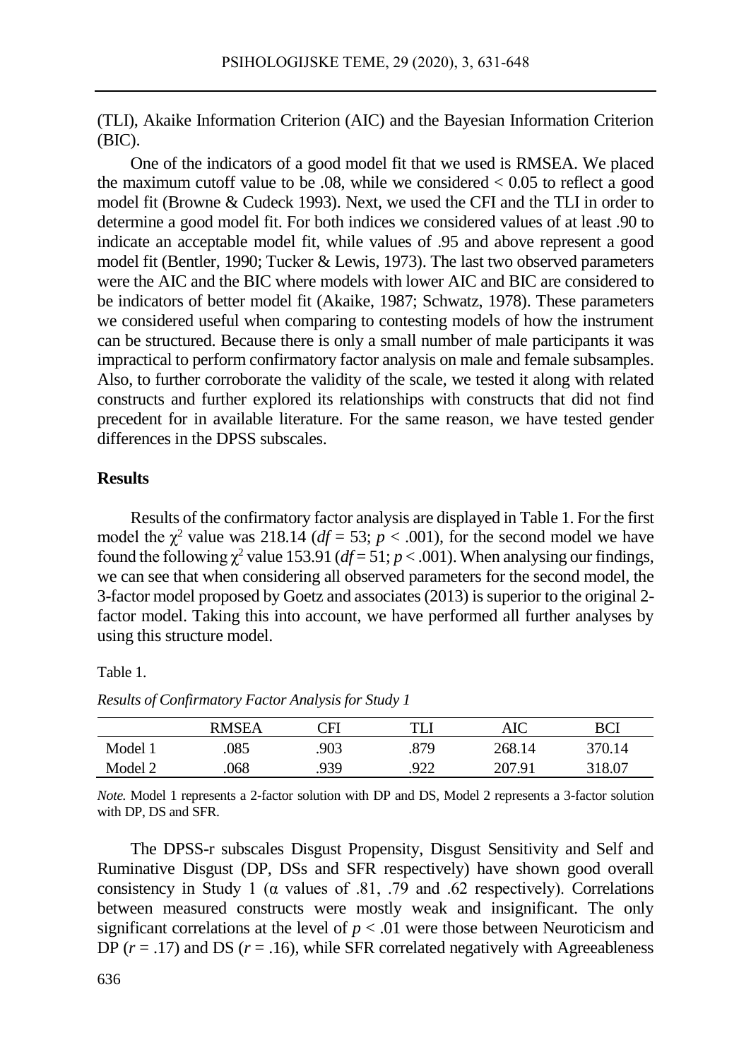(TLI), Akaike Information Criterion (AIC) and the Bayesian Information Criterion (BIC).

One of the indicators of a good model fit that we used is RMSEA. We placed the maximum cutoff value to be .08, while we considered < 0.05 to reflect a good model fit (Browne & Cudeck 1993). Next, we used the CFI and the TLI in order to determine a good model fit. For both indices we considered values of at least .90 to indicate an acceptable model fit, while values of .95 and above represent a good model fit (Bentler, 1990; Tucker & Lewis, 1973). The last two observed parameters were the AIC and the BIC where models with lower AIC and BIC are considered to be indicators of better model fit (Akaike, 1987; Schwatz, 1978). These parameters we considered useful when comparing to contesting models of how the instrument can be structured. Because there is only a small number of male participants it was impractical to perform confirmatory factor analysis on male and female subsamples. Also, to further corroborate the validity of the scale, we tested it along with related constructs and further explored its relationships with constructs that did not find precedent for in available literature. For the same reason, we have tested gender differences in the DPSS subscales.

## Results

Results of the confirmatory factor analysis are displayed in Table 1. For the first model the $\chi^2$ value was 218.14 ($df = 53$; $p < .001$), for the second model we have found the following $\chi^2$ value 153.91 ($df = 51$; $p < .001$). When analysing our findings, we can see that when considering all observed parameters for the second model, the 3-factor model proposed by Goetz and associates (2013) is superior to the original 2-factor model. Taking this into account, we have performed all further analyses by using this structure model.

Table 1.

*Results of Confirmatory Factor Analysis for Study 1*

| | RMSEA | CFI | TLI | AIC | BCI |
|---|---|---|---|---|---|
| Model 1 | .085 | .903 | .879 | 268.14 | 370.14 |
| Model 2 | .068 | .939 | .922 | 207.91 | 318.07 |

*Note.* Model 1 represents a 2-factor solution with DP and DS, Model 2 represents a 3-factor solution with DP, DS and SFR.

The DPSS-r subscales Disgust Propensity, Disgust Sensitivity and Self and Ruminative Disgust (DP, DSs and SFR respectively) have shown good overall consistency in Study 1 (α values of .81, .79 and .62 respectively). Correlations between measured constructs were mostly weak and insignificant. The only significant correlations at the level of $p < .01$ were those between Neuroticism and DP ($r = .17$) and DS ($r = .16$), while SFR correlated negatively with Agreeableness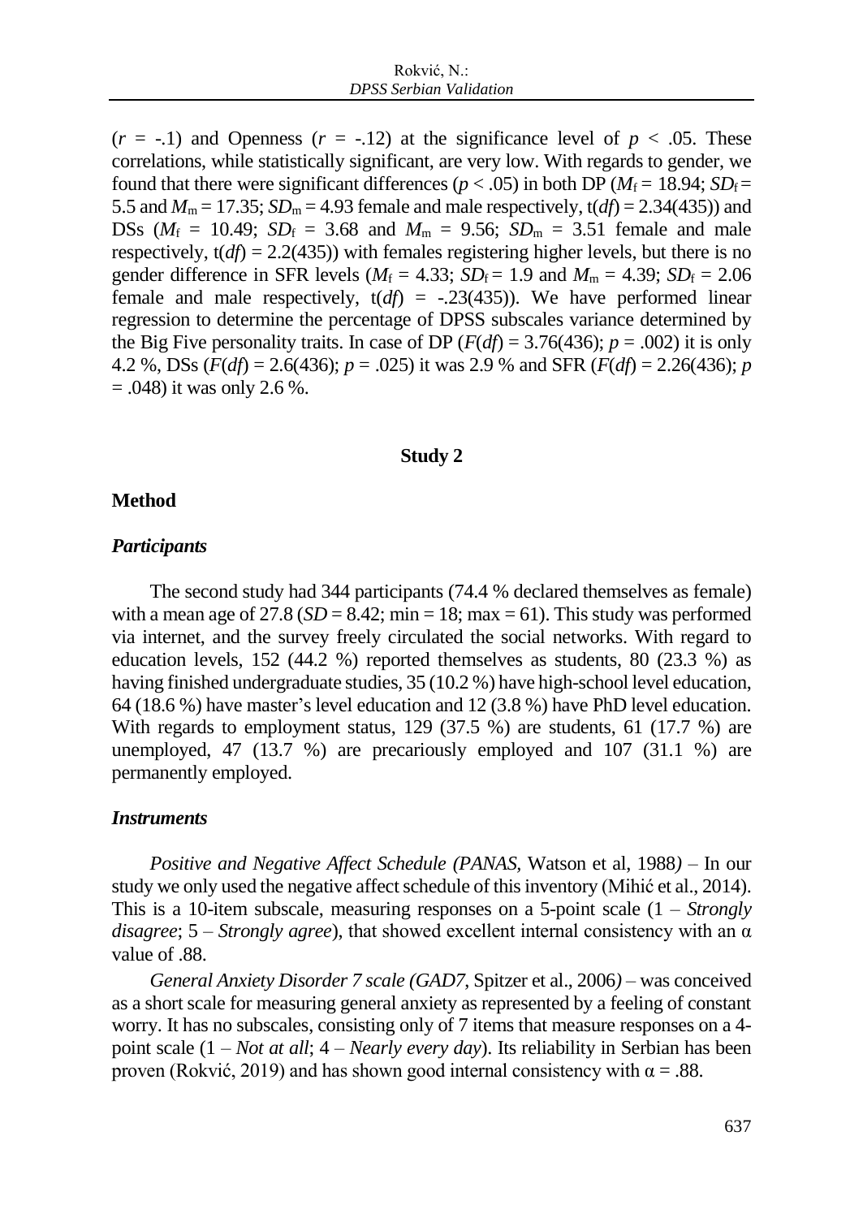($r$ = -.1) and Openness ($r$ = -.12) at the significance level of $p$ < .05. These correlations, while statistically significant, are very low. With regards to gender, we found that there were significant differences ($p$ < .05) in both DP ($M_f$ = 18.94; $SD_f$ = 5.5 and $M_m$ = 17.35; $SD_m$ = 4.93 female and male respectively, t($df$) = 2.34(435)) and DSs ($M_f$ = 10.49; $SD_f$ = 3.68 and $M_m$ = 9.56; $SD_m$ = 3.51 female and male respectively, t($df$) = 2.2(435)) with females registering higher levels, but there is no gender difference in SFR levels ($M_f$ = 4.33; $SD_f$ = 1.9 and $M_m$ = 4.39; $SD_f$ = 2.06 female and male respectively, t($df$) = -.23(435)). We have performed linear regression to determine the percentage of DPSS subscales variance determined by the Big Five personality traits. In case of DP ($F$($df$) = 3.76(436); $p$ = .002) it is only 4.2 %, DSs ($F$($df$) = 2.6(436); $p$ = .025) it was 2.9 % and SFR ($F$($df$) = 2.26(436); $p$ = .048) it was only 2.6 %.

## Study 2

### Method

#### *Participants*

The second study had 344 participants (74.4 % declared themselves as female) with a mean age of 27.8 ($SD$ = 8.42; min = 18; max = 61). This study was performed via internet, and the survey freely circulated the social networks. With regard to education levels, 152 (44.2 %) reported themselves as students, 80 (23.3 %) as having finished undergraduate studies, 35 (10.2 %) have high-school level education, 64 (18.6 %) have master's level education and 12 (3.8 %) have PhD level education. With regards to employment status, 129 (37.5 %) are students, 61 (17.7 %) are unemployed, 47 (13.7 %) are precariously employed and 107 (31.1 %) are permanently employed.

#### *Instruments*

*Positive and Negative Affect Schedule (PANAS*, Watson et al, 1988*)* – In our study we only used the negative affect schedule of this inventory (Mihić et al., 2014). This is a 10-item subscale, measuring responses on a 5-point scale (1 – *Strongly disagree*; 5 – *Strongly agree*), that showed excellent internal consistency with an α value of .88.

*General Anxiety Disorder 7 scale (GAD7*, Spitzer et al., 2006*)* – was conceived as a short scale for measuring general anxiety as represented by a feeling of constant worry. It has no subscales, consisting only of 7 items that measure responses on a 4-point scale (1 – *Not at all*; 4 – *Nearly every day*). Its reliability in Serbian has been proven (Rokvić, 2019) and has shown good internal consistency with α = .88.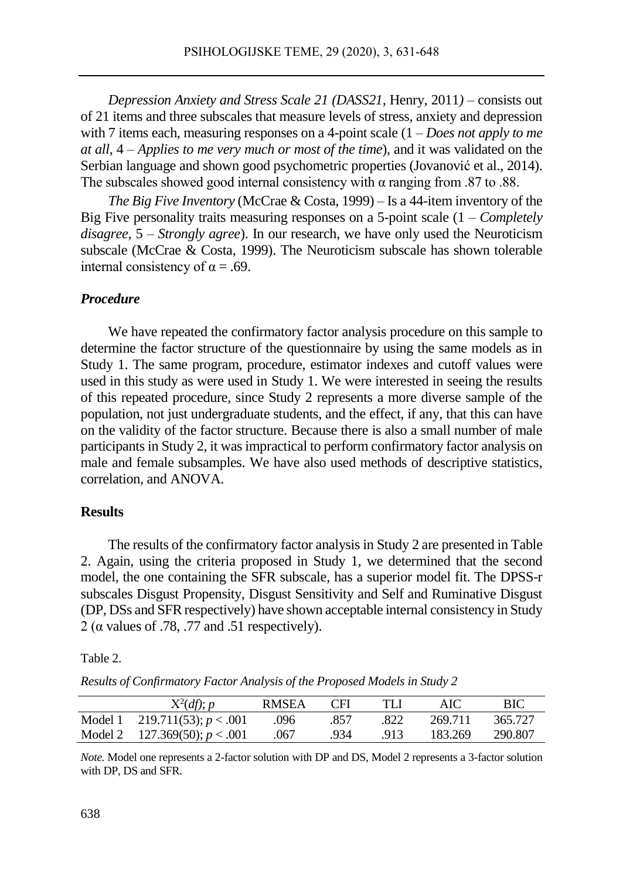*Depression Anxiety and Stress Scale 21 (DASS21,* Henry, 2011*)* – consists out of 21 items and three subscales that measure levels of stress, anxiety and depression with 7 items each, measuring responses on a 4-point scale (1 – *Does not apply to me at all*, 4 – *Applies to me very much or most of the time*), and it was validated on the Serbian language and shown good psychometric properties (Jovanović et al., 2014). The subscales showed good internal consistency with α ranging from .87 to .88.

*The Big Five Inventory* (McCrae & Costa, 1999) – Is a 44-item inventory of the Big Five personality traits measuring responses on a 5-point scale (1 – *Completely disagree*, 5 – *Strongly agree*). In our research, we have only used the Neuroticism subscale (McCrae & Costa, 1999). The Neuroticism subscale has shown tolerable internal consistency of α = .69.

### *Procedure*

We have repeated the confirmatory factor analysis procedure on this sample to determine the factor structure of the questionnaire by using the same models as in Study 1. The same program, procedure, estimator indexes and cutoff values were used in this study as were used in Study 1. We were interested in seeing the results of this repeated procedure, since Study 2 represents a more diverse sample of the population, not just undergraduate students, and the effect, if any, that this can have on the validity of the factor structure. Because there is also a small number of male participants in Study 2, it was impractical to perform confirmatory factor analysis on male and female subsamples. We have also used methods of descriptive statistics, correlation, and ANOVA.

## Results

The results of the confirmatory factor analysis in Study 2 are presented in Table 2. Again, using the criteria proposed in Study 1, we determined that the second model, the one containing the SFR subscale, has a superior model fit. The DPSS-r subscales Disgust Propensity, Disgust Sensitivity and Self and Ruminative Disgust (DP, DSs and SFR respectively) have shown acceptable internal consistency in Study 2 (α values of .78, .77 and .51 respectively).

Table 2.

*Results of Confirmatory Factor Analysis of the Proposed Models in Study 2*

| | $X^2(df)$; $p$ | RMSEA | CFI | TLI | AIC | BIC |
|---|---|---|---|---|---|---|
| Model 1 | 219.711(53); $p < .001$ | .096 | .857 | .822 | 269.711 | 365.727 |
| Model 2 | 127.369(50); $p < .001$ | .067 | .934 | .913 | 183.269 | 290.807 |

*Note.* Model one represents a 2-factor solution with DP and DS, Model 2 represents a 3-factor solution with DP, DS and SFR.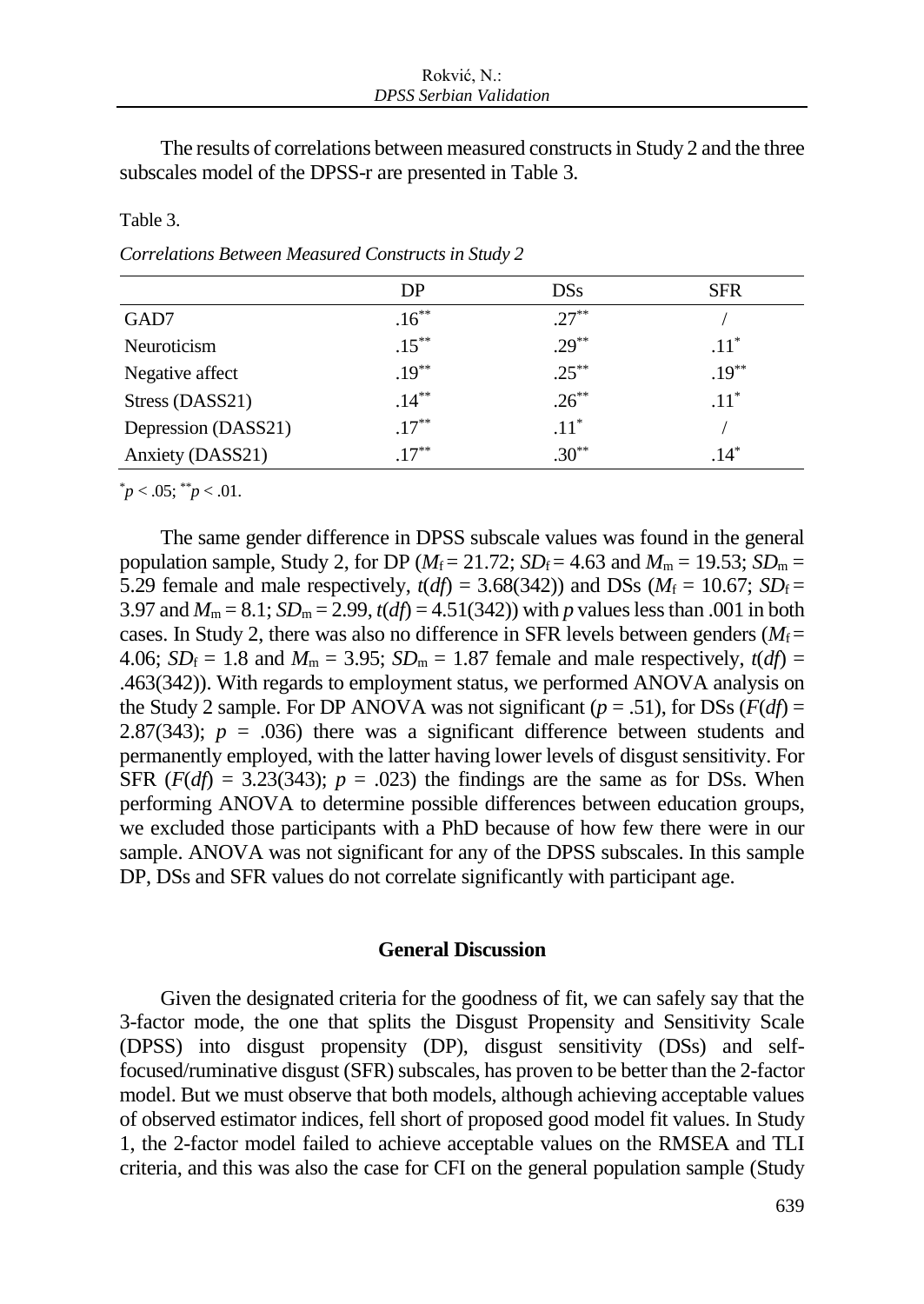The results of correlations between measured constructs in Study 2 and the three subscales model of the DPSS-r are presented in Table 3.

Table 3.

*Correlations Between Measured Constructs in Study 2*

| | DP | DSs | SFR |
|---|---|---|---|
| GAD7 | $.16^{**}$ | $.27^{**}$ | / |
| Neuroticism | $.15^{**}$ | $.29^{**}$ | $.11^{*}$ |
| Negative affect | $.19^{**}$ | $.25^{**}$ | $.19^{**}$ |
| Stress (DASS21) | $.14^{**}$ | $.26^{**}$ | $.11^{*}$ |
| Depression (DASS21) | $.17^{**}$ | $.11^{*}$ | / |
| Anxiety (DASS21) | $.17^{**}$ | $.30^{**}$ | $.14^{*}$ |

$^{*}p < .05$; $^{**}p < .01$.

The same gender difference in DPSS subscale values was found in the general population sample, Study 2, for DP ($M_f = 21.72$; $SD_f = 4.63$ and $M_m = 19.53$; $SD_m = 5.29$ female and male respectively, $t(df) = 3.68(342)$) and DSs ($M_f = 10.67$; $SD_f = 3.97$ and $M_m = 8.1$; $SD_m = 2.99$, $t(df) = 4.51(342)$) with $p$ values less than .001 in both cases. In Study 2, there was also no difference in SFR levels between genders ($M_f = 4.06$; $SD_f = 1.8$ and $M_m = 3.95$; $SD_m = 1.87$ female and male respectively, $t(df) = .463(342)$). With regards to employment status, we performed ANOVA analysis on the Study 2 sample. For DP ANOVA was not significant ($p = .51$), for DSs ($F(df) = 2.87(343)$; $p = .036$) there was a significant difference between students and permanently employed, with the latter having lower levels of disgust sensitivity. For SFR ($F(df) = 3.23(343)$; $p = .023$) the findings are the same as for DSs. When performing ANOVA to determine possible differences between education groups, we excluded those participants with a PhD because of how few there were in our sample. ANOVA was not significant for any of the DPSS subscales. In this sample DP, DSs and SFR values do not correlate significantly with participant age.

## General Discussion

Given the designated criteria for the goodness of fit, we can safely say that the 3-factor mode, the one that splits the Disgust Propensity and Sensitivity Scale (DPSS) into disgust propensity (DP), disgust sensitivity (DSs) and self-focused/ruminative disgust (SFR) subscales, has proven to be better than the 2-factor model. But we must observe that both models, although achieving acceptable values of observed estimator indices, fell short of proposed good model fit values. In Study 1, the 2-factor model failed to achieve acceptable values on the RMSEA and TLI criteria, and this was also the case for CFI on the general population sample (Study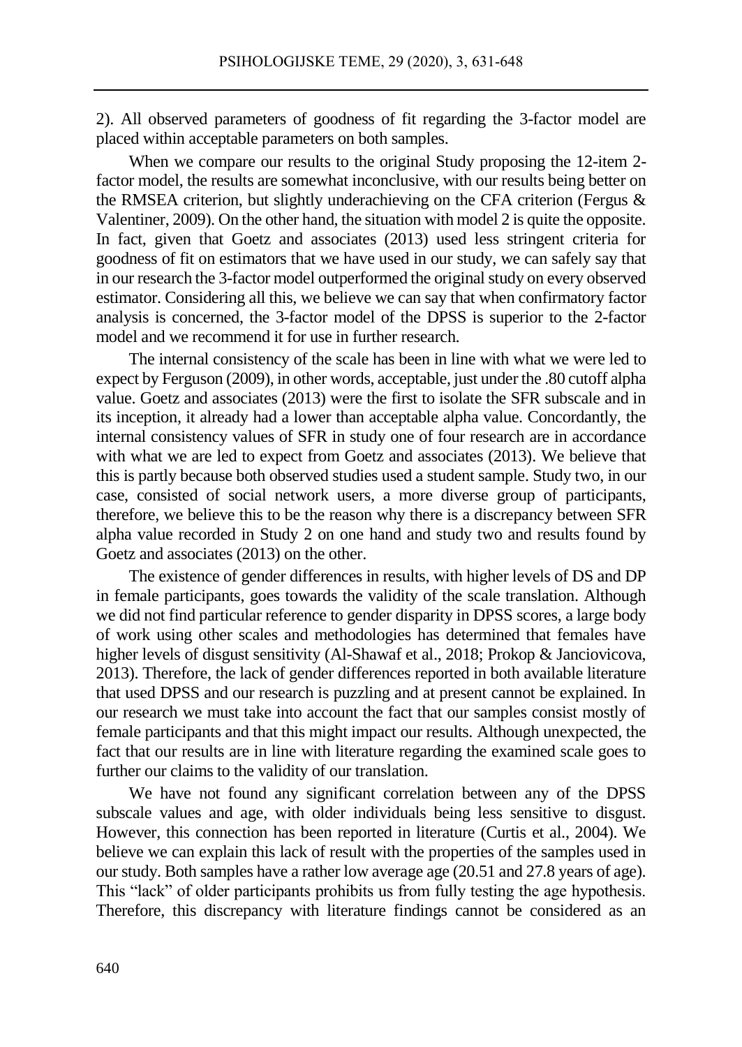2). All observed parameters of goodness of fit regarding the 3-factor model are placed within acceptable parameters on both samples.

When we compare our results to the original Study proposing the 12-item 2-factor model, the results are somewhat inconclusive, with our results being better on the RMSEA criterion, but slightly underachieving on the CFA criterion (Fergus & Valentiner, 2009). On the other hand, the situation with model 2 is quite the opposite. In fact, given that Goetz and associates (2013) used less stringent criteria for goodness of fit on estimators that we have used in our study, we can safely say that in our research the 3-factor model outperformed the original study on every observed estimator. Considering all this, we believe we can say that when confirmatory factor analysis is concerned, the 3-factor model of the DPSS is superior to the 2-factor model and we recommend it for use in further research.

The internal consistency of the scale has been in line with what we were led to expect by Ferguson (2009), in other words, acceptable, just under the .80 cutoff alpha value. Goetz and associates (2013) were the first to isolate the SFR subscale and in its inception, it already had a lower than acceptable alpha value. Concordantly, the internal consistency values of SFR in study one of four research are in accordance with what we are led to expect from Goetz and associates (2013). We believe that this is partly because both observed studies used a student sample. Study two, in our case, consisted of social network users, a more diverse group of participants, therefore, we believe this to be the reason why there is a discrepancy between SFR alpha value recorded in Study 2 on one hand and study two and results found by Goetz and associates (2013) on the other.

The existence of gender differences in results, with higher levels of DS and DP in female participants, goes towards the validity of the scale translation. Although we did not find particular reference to gender disparity in DPSS scores, a large body of work using other scales and methodologies has determined that females have higher levels of disgust sensitivity (Al-Shawaf et al., 2018; Prokop & Janciovicova, 2013). Therefore, the lack of gender differences reported in both available literature that used DPSS and our research is puzzling and at present cannot be explained. In our research we must take into account the fact that our samples consist mostly of female participants and that this might impact our results. Although unexpected, the fact that our results are in line with literature regarding the examined scale goes to further our claims to the validity of our translation.

We have not found any significant correlation between any of the DPSS subscale values and age, with older individuals being less sensitive to disgust. However, this connection has been reported in literature (Curtis et al., 2004). We believe we can explain this lack of result with the properties of the samples used in our study. Both samples have a rather low average age (20.51 and 27.8 years of age). This "lack" of older participants prohibits us from fully testing the age hypothesis. Therefore, this discrepancy with literature findings cannot be considered as an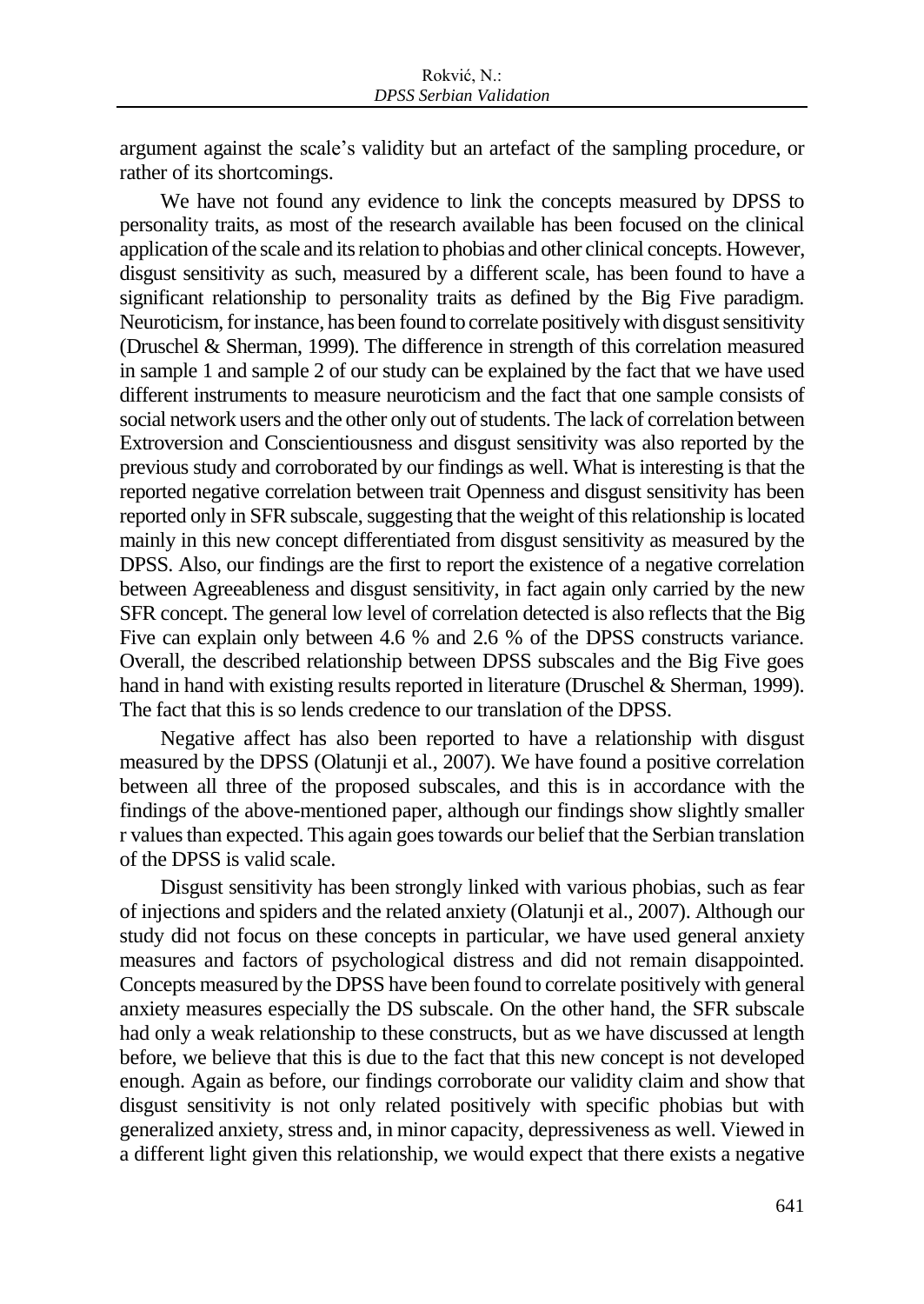argument against the scale's validity but an artefact of the sampling procedure, or rather of its shortcomings.

We have not found any evidence to link the concepts measured by DPSS to personality traits, as most of the research available has been focused on the clinical application of the scale and its relation to phobias and other clinical concepts. However, disgust sensitivity as such, measured by a different scale, has been found to have a significant relationship to personality traits as defined by the Big Five paradigm. Neuroticism, for instance, has been found to correlate positively with disgust sensitivity (Druschel & Sherman, 1999). The difference in strength of this correlation measured in sample 1 and sample 2 of our study can be explained by the fact that we have used different instruments to measure neuroticism and the fact that one sample consists of social network users and the other only out of students. The lack of correlation between Extroversion and Conscientiousness and disgust sensitivity was also reported by the previous study and corroborated by our findings as well. What is interesting is that the reported negative correlation between trait Openness and disgust sensitivity has been reported only in SFR subscale, suggesting that the weight of this relationship is located mainly in this new concept differentiated from disgust sensitivity as measured by the DPSS. Also, our findings are the first to report the existence of a negative correlation between Agreeableness and disgust sensitivity, in fact again only carried by the new SFR concept. The general low level of correlation detected is also reflects that the Big Five can explain only between 4.6 % and 2.6 % of the DPSS constructs variance. Overall, the described relationship between DPSS subscales and the Big Five goes hand in hand with existing results reported in literature (Druschel & Sherman, 1999). The fact that this is so lends credence to our translation of the DPSS.

Negative affect has also been reported to have a relationship with disgust measured by the DPSS (Olatunji et al., 2007). We have found a positive correlation between all three of the proposed subscales, and this is in accordance with the findings of the above-mentioned paper, although our findings show slightly smaller r values than expected. This again goes towards our belief that the Serbian translation of the DPSS is valid scale.

Disgust sensitivity has been strongly linked with various phobias, such as fear of injections and spiders and the related anxiety (Olatunji et al., 2007). Although our study did not focus on these concepts in particular, we have used general anxiety measures and factors of psychological distress and did not remain disappointed. Concepts measured by the DPSS have been found to correlate positively with general anxiety measures especially the DS subscale. On the other hand, the SFR subscale had only a weak relationship to these constructs, but as we have discussed at length before, we believe that this is due to the fact that this new concept is not developed enough. Again as before, our findings corroborate our validity claim and show that disgust sensitivity is not only related positively with specific phobias but with generalized anxiety, stress and, in minor capacity, depressiveness as well. Viewed in a different light given this relationship, we would expect that there exists a negative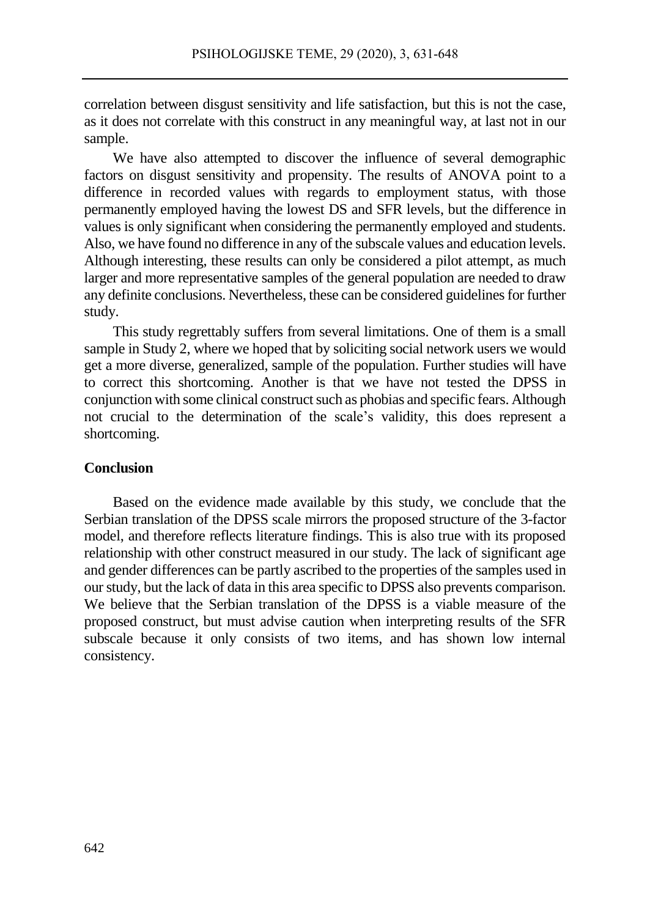correlation between disgust sensitivity and life satisfaction, but this is not the case, as it does not correlate with this construct in any meaningful way, at last not in our sample.

We have also attempted to discover the influence of several demographic factors on disgust sensitivity and propensity. The results of ANOVA point to a difference in recorded values with regards to employment status, with those permanently employed having the lowest DS and SFR levels, but the difference in values is only significant when considering the permanently employed and students. Also, we have found no difference in any of the subscale values and education levels. Although interesting, these results can only be considered a pilot attempt, as much larger and more representative samples of the general population are needed to draw any definite conclusions. Nevertheless, these can be considered guidelines for further study.

This study regrettably suffers from several limitations. One of them is a small sample in Study 2, where we hoped that by soliciting social network users we would get a more diverse, generalized, sample of the population. Further studies will have to correct this shortcoming. Another is that we have not tested the DPSS in conjunction with some clinical construct such as phobias and specific fears. Although not crucial to the determination of the scale's validity, this does represent a shortcoming.

## Conclusion

Based on the evidence made available by this study, we conclude that the Serbian translation of the DPSS scale mirrors the proposed structure of the 3-factor model, and therefore reflects literature findings. This is also true with its proposed relationship with other construct measured in our study. The lack of significant age and gender differences can be partly ascribed to the properties of the samples used in our study, but the lack of data in this area specific to DPSS also prevents comparison. We believe that the Serbian translation of the DPSS is a viable measure of the proposed construct, but must advise caution when interpreting results of the SFR subscale because it only consists of two items, and has shown low internal consistency.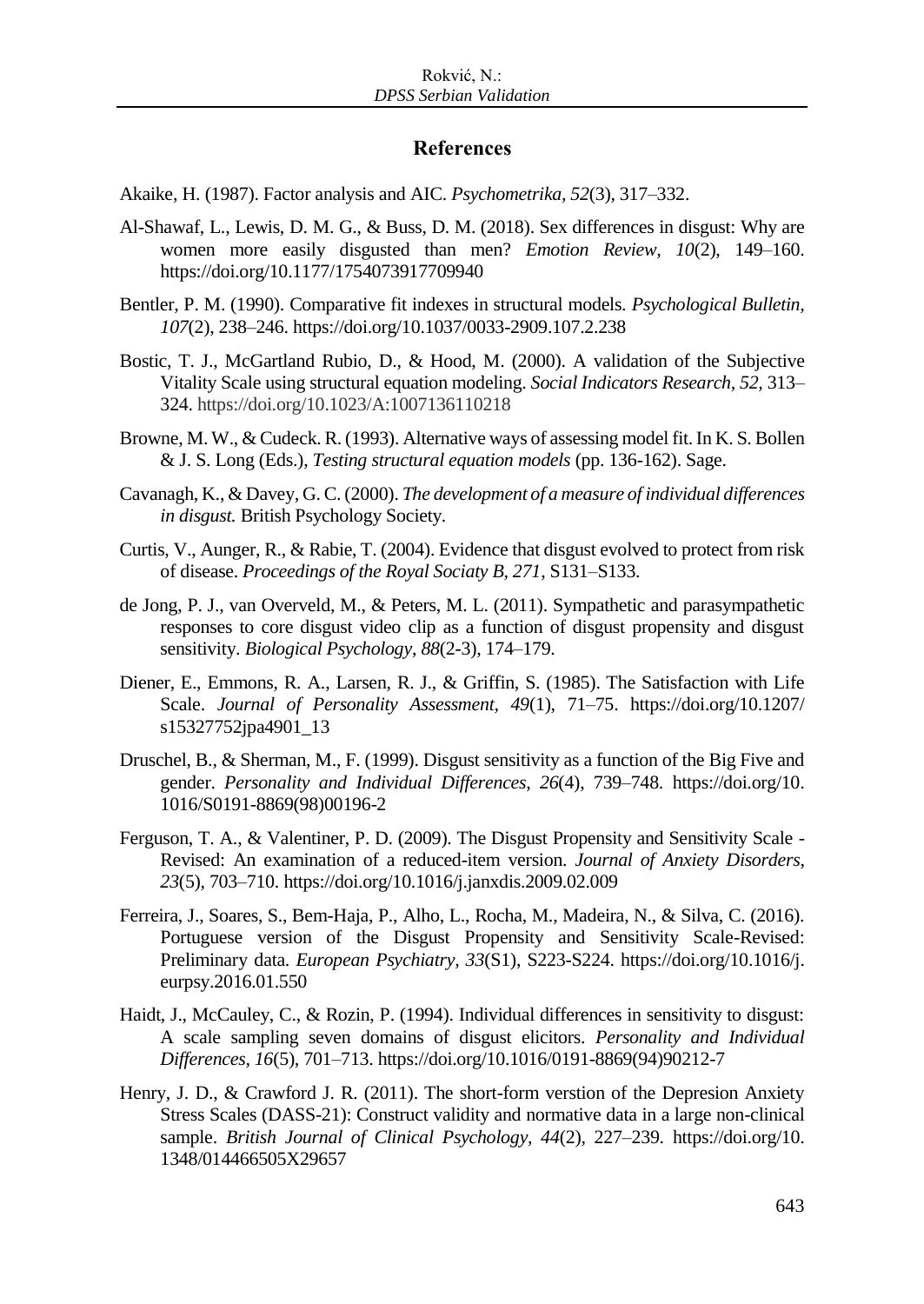## References

Akaike, H. (1987). Factor analysis and AIC. *Psychometrika, 52*(3), 317–332.

Al-Shawaf, L., Lewis, D. M. G., & Buss, D. M. (2018). Sex differences in disgust: Why are women more easily disgusted than men? *Emotion Review, 10*(2), 149–160. https://doi.org/10.1177/1754073917709940

Bentler, P. M. (1990). Comparative fit indexes in structural models. *Psychological Bulletin, 107*(2), 238–246. https://doi.org/10.1037/0033-2909.107.2.238

Bostic, T. J., McGartland Rubio, D., & Hood, M. (2000). A validation of the Subjective Vitality Scale using structural equation modeling. *Social Indicators Research, 52,* 313–324. https://doi.org/10.1023/A:1007136110218

Browne, M. W., & Cudeck. R. (1993). Alternative ways of assessing model fit. In K. S. Bollen & J. S. Long (Eds.), *Testing structural equation models* (pp. 136-162). Sage.

Cavanagh, K., & Davey, G. C. (2000). *The development of a measure of individual differences in disgust.* British Psychology Society.

Curtis, V., Aunger, R., & Rabie, T. (2004). Evidence that disgust evolved to protect from risk of disease. *Proceedings of the Royal Sociaty B, 271*, S131–S133.

de Jong, P. J., van Overveld, M., & Peters, M. L. (2011). Sympathetic and parasympathetic responses to core disgust video clip as a function of disgust propensity and disgust sensitivity. *Biological Psychology, 88*(2-3), 174–179.

Diener, E., Emmons, R. A., Larsen, R. J., & Griffin, S. (1985). The Satisfaction with Life Scale. *Journal of Personality Assessment, 49*(1), 71–75. https://doi.org/10.1207/s15327752jpa4901_13

Druschel, B., & Sherman, M., F. (1999). Disgust sensitivity as a function of the Big Five and gender. *Personality and Individual Differences*, *26*(4), 739–748. https://doi.org/10.1016/S0191-8869(98)00196-2

Ferguson, T. A., & Valentiner, P. D. (2009). The Disgust Propensity and Sensitivity Scale - Revised: An examination of a reduced-item version. *Journal of Anxiety Disorders*, *23*(5), 703–710. https://doi.org/10.1016/j.janxdis.2009.02.009

Ferreira, J., Soares, S., Bem-Haja, P., Alho, L., Rocha, M., Madeira, N., & Silva, C. (2016). Portuguese version of the Disgust Propensity and Sensitivity Scale-Revised: Preliminary data. *European Psychiatry, 33*(S1), S223-S224. https://doi.org/10.1016/j.eurpsy.2016.01.550

Haidt, J., McCauley, C., & Rozin, P. (1994). Individual differences in sensitivity to disgust: A scale sampling seven domains of disgust elicitors. *Personality and Individual Differences*, *16*(5), 701–713. https://doi.org/10.1016/0191-8869(94)90212-7

Henry, J. D., & Crawford J. R. (2011). The short-form verstion of the Depresion Anxiety Stress Scales (DASS-21): Construct validity and normative data in a large non-clinical sample. *British Journal of Clinical Psychology, 44*(2), 227–239. https://doi.org/10.1348/014466505X29657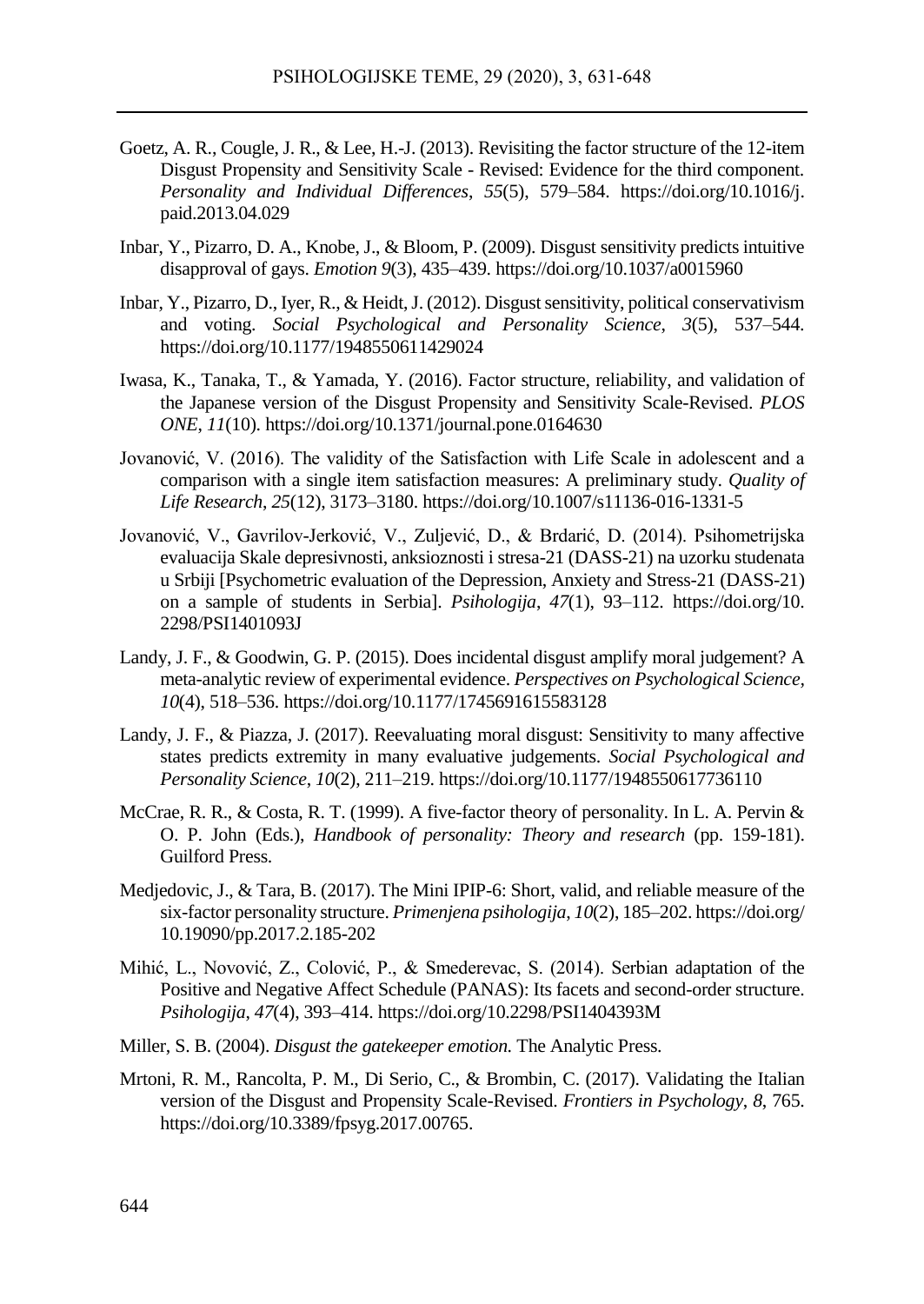Goetz, A. R., Cougle, J. R., & Lee, H.-J. (2013). Revisiting the factor structure of the 12-item Disgust Propensity and Sensitivity Scale - Revised: Evidence for the third component. *Personality and Individual Differences*, *55*(5), 579–584. https://doi.org/10.1016/j.paid.2013.04.029

Inbar, Y., Pizarro, D. A., Knobe, J., & Bloom, P. (2009). Disgust sensitivity predicts intuitive disapproval of gays. *Emotion 9*(3), 435–439. https://doi.org/10.1037/a0015960

Inbar, Y., Pizarro, D., Iyer, R., & Heidt, J. (2012). Disgust sensitivity, political conservativism and voting. *Social Psychological and Personality Science*, *3*(5), 537–544. https://doi.org/10.1177/1948550611429024

Iwasa, K., Tanaka, T., & Yamada, Y. (2016). Factor structure, reliability, and validation of the Japanese version of the Disgust Propensity and Sensitivity Scale-Revised. *PLOS ONE*, *11*(10). https://doi.org/10.1371/journal.pone.0164630

Jovanović, V. (2016). The validity of the Satisfaction with Life Scale in adolescent and a comparison with a single item satisfaction measures: A preliminary study. *Quality of Life Research*, *25*(12), 3173–3180. https://doi.org/10.1007/s11136-016-1331-5

Jovanović, V., Gavrilov-Jerković, V., Zuljević, D., & Brdarić, D. (2014). Psihometrijska evaluacija Skale depresivnosti, anksioznosti i stresa-21 (DASS-21) na uzorku studenata u Srbiji [Psychometric evaluation of the Depression, Anxiety and Stress-21 (DASS-21) on a sample of students in Serbia]. *Psihologija*, *47*(1), 93–112. https://doi.org/10.2298/PSI1401093J

Landy, J. F., & Goodwin, G. P. (2015). Does incidental disgust amplify moral judgement? A meta-analytic review of experimental evidence. *Perspectives on Psychological Science, 10*(4), 518–536. https://doi.org/10.1177/1745691615583128

Landy, J. F., & Piazza, J. (2017). Reevaluating moral disgust: Sensitivity to many affective states predicts extremity in many evaluative judgements. *Social Psychological and Personality Science*, *10*(2), 211–219. https://doi.org/10.1177/1948550617736110

McCrae, R. R., & Costa, R. T. (1999). A five-factor theory of personality. In L. A. Pervin & O. P. John (Eds.), *Handbook of personality: Theory and research* (pp. 159-181). Guilford Press.

Medjedovic, J., & Tara, B. (2017). The Mini IPIP-6: Short, valid, and reliable measure of the six-factor personality structure. *Primenjena psihologija*, *10*(2), 185–202. https://doi.org/10.19090/pp.2017.2.185-202

Mihić, L., Novović, Z., Colović, P., & Smederevac, S. (2014). Serbian adaptation of the Positive and Negative Affect Schedule (PANAS): Its facets and second-order structure. *Psihologija*, *47*(4), 393–414. https://doi.org/10.2298/PSI1404393M

Miller, S. B. (2004). *Disgust the gatekeeper emotion.* The Analytic Press.

Mrtoni, R. M., Rancolta, P. M., Di Serio, C., & Brombin, C. (2017). Validating the Italian version of the Disgust and Propensity Scale-Revised. *Frontiers in Psychology*, *8*, 765. https://doi.org/10.3389/fpsyg.2017.00765.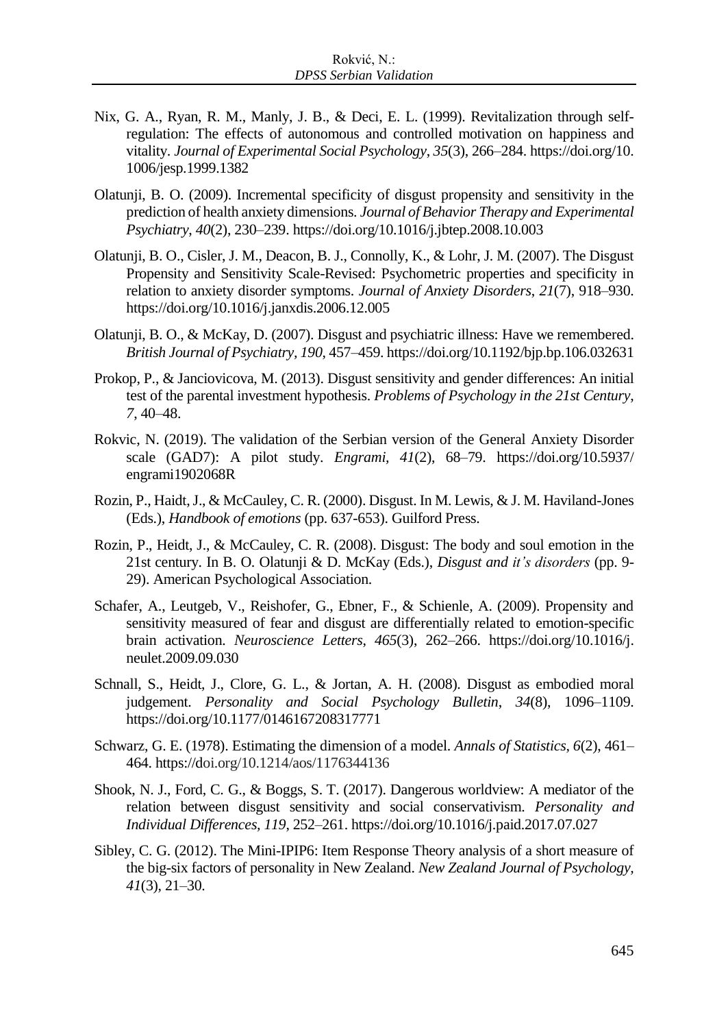Nix, G. A., Ryan, R. M., Manly, J. B., & Deci, E. L. (1999). Revitalization through self-regulation: The effects of autonomous and controlled motivation on happiness and vitality. *Journal of Experimental Social Psychology*, *35*(3), 266–284. https://doi.org/10.1006/jesp.1999.1382

Olatunji, B. O. (2009). Incremental specificity of disgust propensity and sensitivity in the prediction of health anxiety dimensions. *Journal of Behavior Therapy and Experimental Psychiatry*, *40*(2), 230–239. https://doi.org/10.1016/j.jbtep.2008.10.003

Olatunji, B. O., Cisler, J. M., Deacon, B. J., Connolly, K., & Lohr, J. M. (2007). The Disgust Propensity and Sensitivity Scale-Revised: Psychometric properties and specificity in relation to anxiety disorder symptoms. *Journal of Anxiety Disorders*, *21*(7), 918–930. https://doi.org/10.1016/j.janxdis.2006.12.005

Olatunji, B. O., & McKay, D. (2007). Disgust and psychiatric illness: Have we remembered. *British Journal of Psychiatry, 190*, 457–459. https://doi.org/10.1192/bjp.bp.106.032631

Prokop, P., & Janciovicova, M. (2013). Disgust sensitivity and gender differences: An initial test of the parental investment hypothesis. *Problems of Psychology in the 21st Century*, *7*, 40–48.

Rokvic, N. (2019). The validation of the Serbian version of the General Anxiety Disorder scale (GAD7): A pilot study. *Engrami*, *41*(2), 68–79. https://doi.org/10.5937/engrami1902068R

Rozin, P., Haidt, J., & McCauley, C. R. (2000). Disgust. In M. Lewis, & J. M. Haviland-Jones (Eds.), *Handbook of emotions* (pp. 637-653). Guilford Press.

Rozin, P., Heidt, J., & McCauley, C. R. (2008). Disgust: The body and soul emotion in the 21st century. In B. O. Olatunji & D. McKay (Eds.), *Disgust and it's disorders* (pp. 9-29). American Psychological Association.

Schafer, A., Leutgeb, V., Reishofer, G., Ebner, F., & Schienle, A. (2009). Propensity and sensitivity measured of fear and disgust are differentially related to emotion-specific brain activation. *Neuroscience Letters*, *465*(3), 262–266. https://doi.org/10.1016/j.neulet.2009.09.030

Schnall, S., Heidt, J., Clore, G. L., & Jortan, A. H. (2008). Disgust as embodied moral judgement. *Personality and Social Psychology Bulletin*, *34*(8), 1096–1109. https://doi.org/10.1177/0146167208317771

Schwarz, G. E. (1978). Estimating the dimension of a model. *Annals of Statistics*, *6*(2), 461–464. https://doi.org/10.1214/aos/1176344136

Shook, N. J., Ford, C. G., & Boggs, S. T. (2017). Dangerous worldview: A mediator of the relation between disgust sensitivity and social conservativism. *Personality and Individual Differences*, *119*, 252–261. https://doi.org/10.1016/j.paid.2017.07.027

Sibley, C. G. (2012). The Mini-IPIP6: Item Response Theory analysis of a short measure of the big-six factors of personality in New Zealand. *New Zealand Journal of Psychology*, *41*(3), 21–30.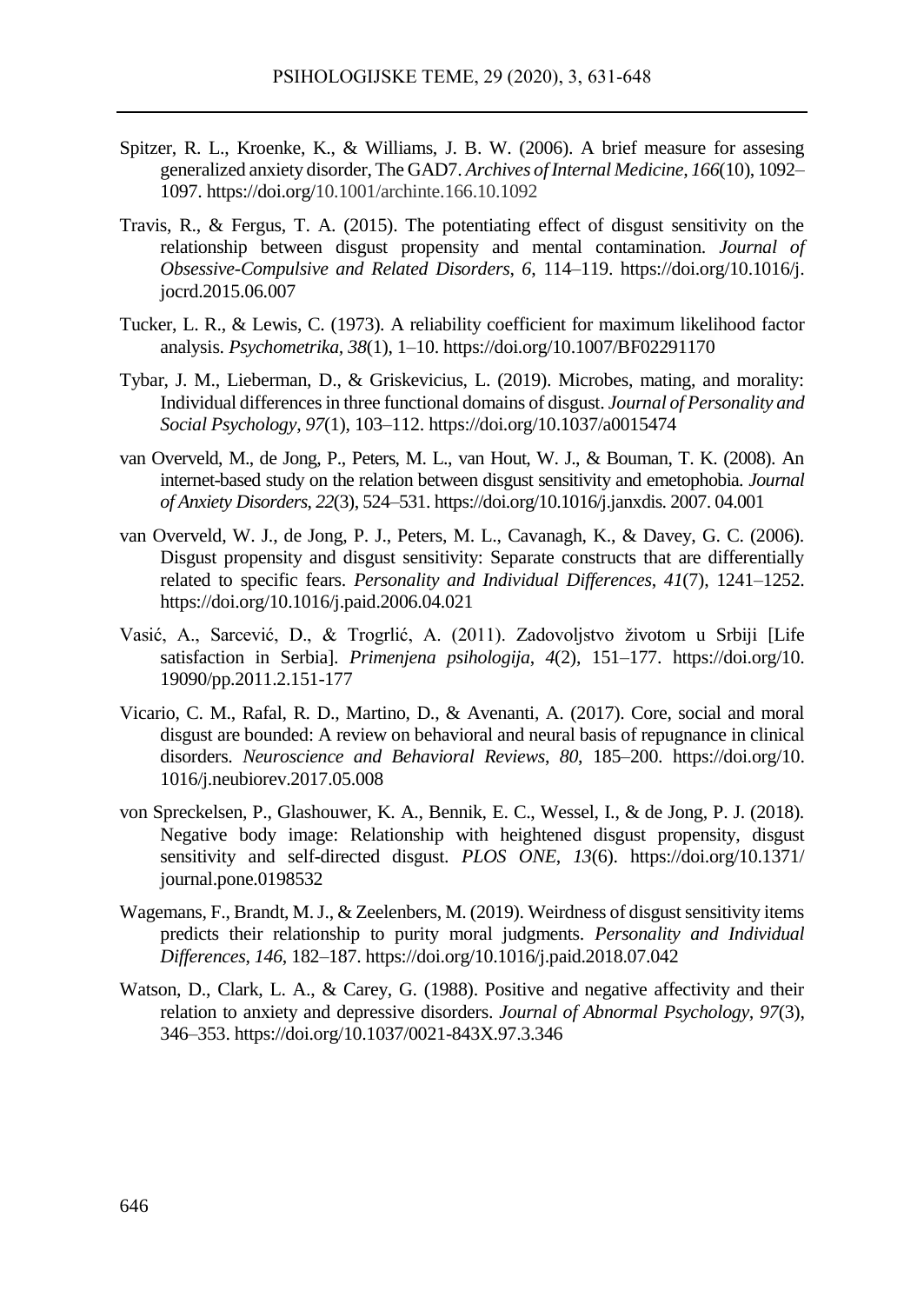Spitzer, R. L., Kroenke, K., & Williams, J. B. W. (2006). A brief measure for assesing generalized anxiety disorder, The GAD7. *Archives of Internal Medicine*, *166*(10), 1092–1097. https://doi.org/10.1001/archinte.166.10.1092

Travis, R., & Fergus, T. A. (2015). The potentiating effect of disgust sensitivity on the relationship between disgust propensity and mental contamination. *Journal of Obsessive-Compulsive and Related Disorders*, *6*, 114–119. https://doi.org/10.1016/j.jocrd.2015.06.007

Tucker, L. R., & Lewis, C. (1973). A reliability coefficient for maximum likelihood factor analysis. *Psychometrika*, *38*(1), 1–10. https://doi.org/10.1007/BF02291170

Tybar, J. M., Lieberman, D., & Griskevicius, L. (2019). Microbes, mating, and morality: Individual differences in three functional domains of disgust. *Journal of Personality and Social Psychology*, *97*(1), 103–112. https://doi.org/10.1037/a0015474

van Overveld, M., de Jong, P., Peters, M. L., van Hout, W. J., & Bouman, T. K. (2008). An internet-based study on the relation between disgust sensitivity and emetophobia. *Journal of Anxiety Disorders*, *22*(3), 524–531. https://doi.org/10.1016/j.janxdis. 2007. 04.001

van Overveld, W. J., de Jong, P. J., Peters, M. L., Cavanagh, K., & Davey, G. C. (2006). Disgust propensity and disgust sensitivity: Separate constructs that are differentially related to specific fears. *Personality and Individual Differences*, *41*(7), 1241–1252. https://doi.org/10.1016/j.paid.2006.04.021

Vasić, A., Sarcević, D., & Trogrlić, A. (2011). Zadovoljstvo životom u Srbiji [Life satisfaction in Serbia]. *Primenjena psihologija*, *4*(2), 151–177. https://doi.org/10.19090/pp.2011.2.151-177

Vicario, C. M., Rafal, R. D., Martino, D., & Avenanti, A. (2017). Core, social and moral disgust are bounded: A review on behavioral and neural basis of repugnance in clinical disorders. *Neuroscience and Behavioral Reviews*, *80*, 185–200. https://doi.org/10.1016/j.neubiorev.2017.05.008

von Spreckelsen, P., Glashouwer, K. A., Bennik, E. C., Wessel, I., & de Jong, P. J. (2018). Negative body image: Relationship with heightened disgust propensity, disgust sensitivity and self-directed disgust. *PLOS ONE*, *13*(6). https://doi.org/10.1371/journal.pone.0198532

Wagemans, F., Brandt, M. J., & Zeelenbers, M. (2019). Weirdness of disgust sensitivity items predicts their relationship to purity moral judgments. *Personality and Individual Differences*, *146*, 182–187. https://doi.org/10.1016/j.paid.2018.07.042

Watson, D., Clark, L. A., & Carey, G. (1988). Positive and negative affectivity and their relation to anxiety and depressive disorders. *Journal of Abnormal Psychology*, *97*(3), 346–353. https://doi.org/10.1037/0021-843X.97.3.346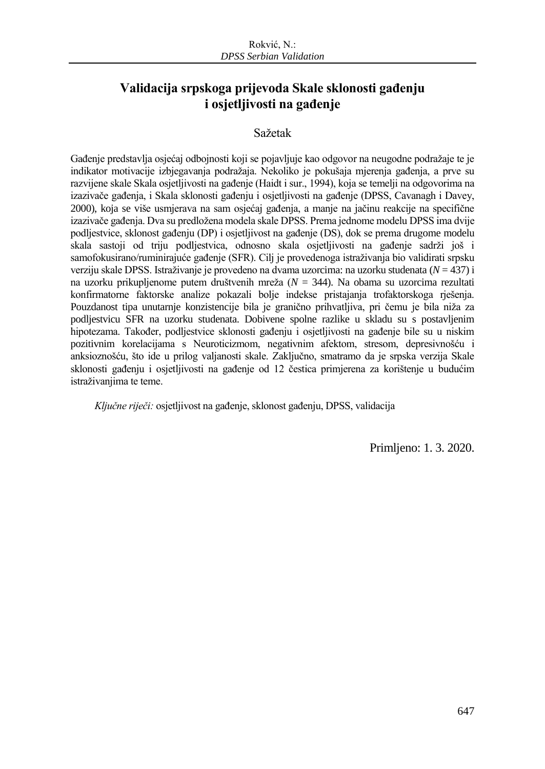# Validacija srpskoga prijevoda Skale sklonosti gađenju i osjetljivosti na gađenje

## Sažetak

Gađenje predstavlja osjećaj odbojnosti koji se pojavljuje kao odgovor na neugodne podražaje te je indikator motivacije izbjegavanja podražaja. Nekoliko je pokušaja mjerenja gađenja, a prve su razvijene skale Skala osjetljivosti na gađenje (Haidt i sur., 1994), koja se temelji na odgovorima na izazivače gađenja, i Skala sklonosti gađenju i osjetljivosti na gađenje (DPSS, Cavanagh i Davey, 2000), koja se više usmjerava na sam osjećaj gađenja, a manje na jačinu reakcije na specifične izazivače gađenja. Dva su predložena modela skale DPSS. Prema jednome modelu DPSS ima dvije podljestvice, sklonost gađenju (DP) i osjetljivost na gađenje (DS), dok se prema drugome modelu skala sastoji od triju podljestvica, odnosno skala osjetljivosti na gađenje sadrži još i samofokusirano/ruminirajuće gađenje (SFR). Cilj je provedenoga istraživanja bio validirati srpsku verziju skale DPSS. Istraživanje je provedeno na dvama uzorcima: na uzorku studenata ($N$ = 437) i na uzorku prikupljenome putem društvenih mreža ($N$ = 344). Na obama su uzorcima rezultati konfirmatorne faktorske analize pokazali bolje indekse pristajanja trofaktorskoga rješenja. Pouzdanost tipa unutarnje konzistencije bila je granično prihvatljiva, pri čemu je bila niža za podljestvicu SFR na uzorku studenata. Dobivene spolne razlike u skladu su s postavljenim hipotezama. Također, podljestvice sklonosti gađenju i osjetljivosti na gađenje bile su u niskim pozitivnim korelacijama s Neuroticizmom, negativnim afektom, stresom, depresivnošću i anksioznošću, što ide u prilog valjanosti skale. Zaključno, smatramo da je srpska verzija Skale sklonosti gađenju i osjetljivosti na gađenje od 12 čestica primjerena za korištenje u budućim istraživanjima te teme.

*Ključne riječi:* osjetljivost na gađenje, sklonost gađenju, DPSS, validacija

Primljeno: 1. 3. 2020.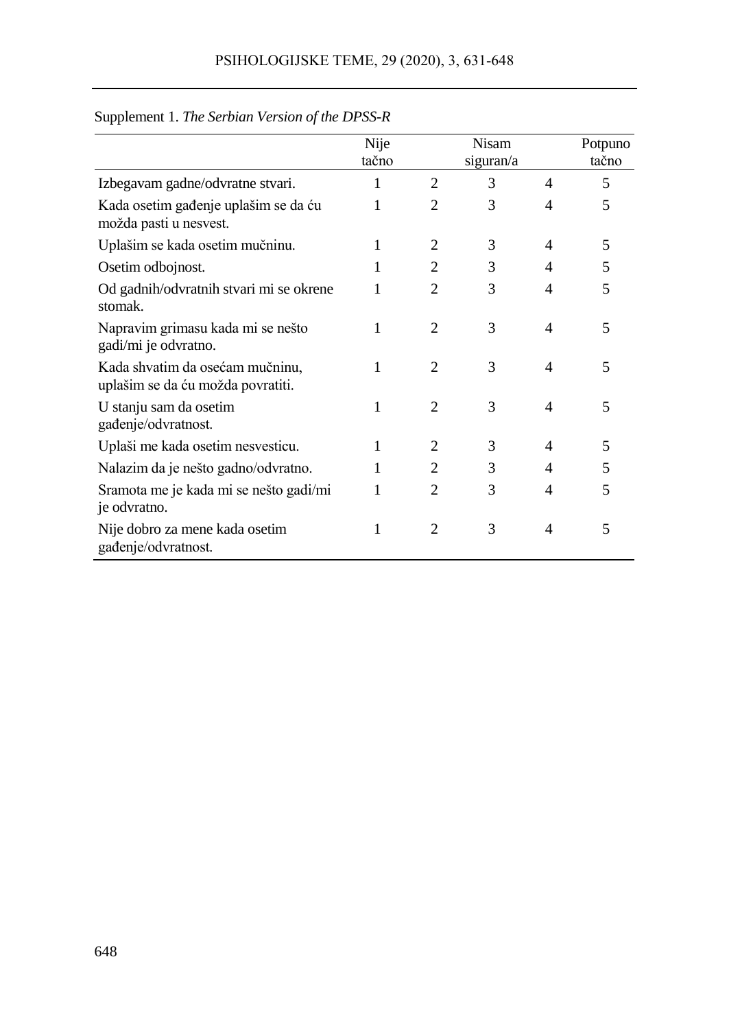Supplement 1. *The Serbian Version of the DPSS-R*

| | Nije tačno | | Nisam siguran/a | | Potpuno tačno |
|---|---|---|---|---|---|
| Izbegavam gadne/odvratne stvari. | 1 | 2 | 3 | 4 | 5 |
| Kada osetim gađenje uplašim se da ću možda pasti u nesvest. | 1 | 2 | 3 | 4 | 5 |
| Uplašim se kada osetim mučninu. | 1 | 2 | 3 | 4 | 5 |
| Osetim odbojnost. | 1 | 2 | 3 | 4 | 5 |
| Od gadnih/odvratnih stvari mi se okrene stomak. | 1 | 2 | 3 | 4 | 5 |
| Napravim grimasu kada mi se nešto gadi/mi je odvratno. | 1 | 2 | 3 | 4 | 5 |
| Kada shvatim da osećam mučninu, uplašim se da ću možda povratiti. | 1 | 2 | 3 | 4 | 5 |
| U stanju sam da osetim gađenje/odvratnost. | 1 | 2 | 3 | 4 | 5 |
| Uplaši me kada osetim nesvesticu. | 1 | 2 | 3 | 4 | 5 |
| Nalazim da je nešto gadno/odvratno. | 1 | 2 | 3 | 4 | 5 |
| Sramota me je kada mi se nešto gadi/mi je odvratno. | 1 | 2 | 3 | 4 | 5 |
| Nije dobro za mene kada osetim gađenje/odvratnost. | 1 | 2 | 3 | 4 | 5 |